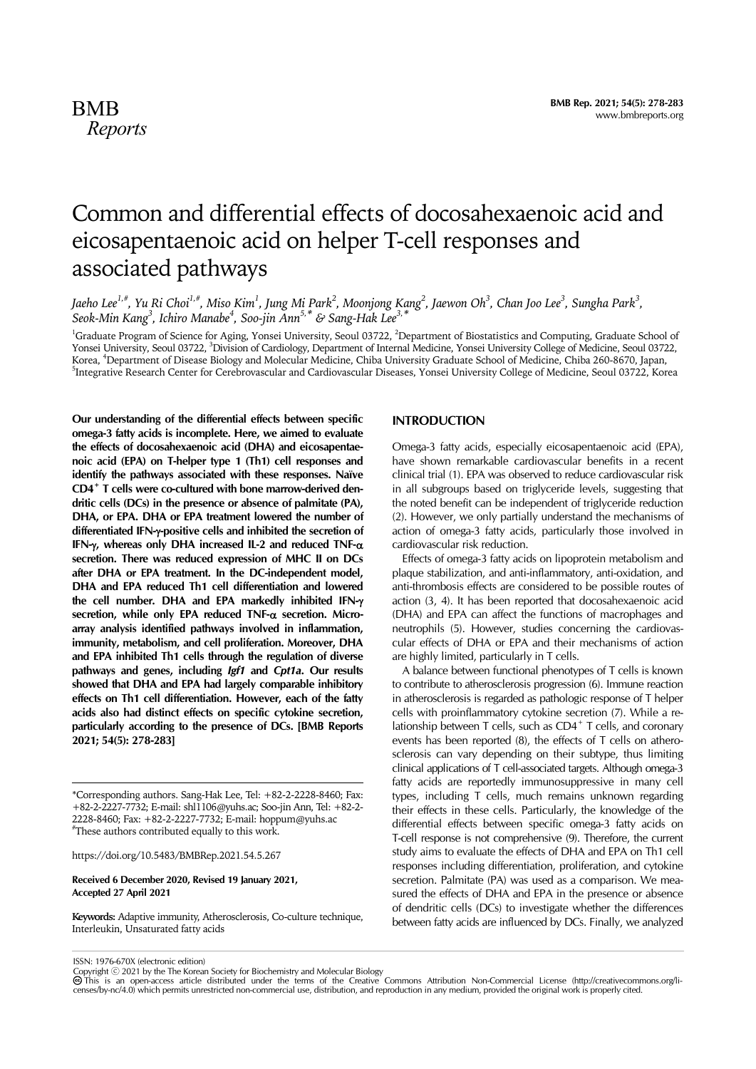# Common and differential effects of docosahexaenoic acid and eicosapentaenoic acid on helper T-cell responses and associated pathways

Jaeho Lee[1,#], Yu Ri Choi[1,#], Miso Kim[1], Jung Mi Park[2], Moonjong Kang[2], Jaewon Oh[3], Chan Joo Lee[3], Sungha Park[3], Seok-Min Kang[3], Ichiro Manabe[4], Soo-jin Ann[5,*] & Sang-Hak Lee[3,*]

[1]Graduate Program of Science for Aging, Yonsei University, Seoul 03722, [2]Department of Biostatistics and Computing, Graduate School of Yonsei University, Seoul 03722, [3]Division of Cardiology, Department of Internal Medicine, Yonsei University College of Medicine, Seoul 03722, Korea, [4]Department of Disease Biology and Molecular Medicine, Chiba University Graduate School of Medicine, Chiba 260-8670, Japan, [5]Integrative Research Center for Cerebrovascular and Cardiovascular Diseases, Yonsei University College of Medicine, Seoul 03722, Korea

**Our understanding of the differential effects between specific omega-3 fatty acids is incomplete. Here, we aimed to evaluate the effects of docosahexaenoic acid (DHA) and eicosapentaenoic acid (EPA) on T-helper type 1 (Th1) cell responses and identify the pathways associated with these responses. Naïve CD4$^+$ T cells were co-cultured with bone marrow-derived dendritic cells (DCs) in the presence or absence of palmitate (PA), DHA, or EPA. DHA or EPA treatment lowered the number of differentiated IFN-γ-positive cells and inhibited the secretion of IFN-γ, whereas only DHA increased IL-2 and reduced TNF-α secretion. There was reduced expression of MHC II on DCs after DHA or EPA treatment. In the DC-independent model, DHA and EPA reduced Th1 cell differentiation and lowered the cell number. DHA and EPA markedly inhibited IFN-γ secretion, while only EPA reduced TNF-α secretion. Microarray analysis identified pathways involved in inflammation, immunity, metabolism, and cell proliferation. Moreover, DHA and EPA inhibited Th1 cells through the regulation of diverse pathways and genes, including *Igf1* and *Cpt1a*. Our results showed that DHA and EPA had largely comparable inhibitory effects on Th1 cell differentiation. However, each of the fatty acids also had distinct effects on specific cytokine secretion, particularly according to the presence of DCs. [BMB Reports 2021; 54(5): 278-283]**

---

*Corresponding authors. Sang-Hak Lee, Tel: +82-2-2228-8460; Fax: +82-2-2227-7732; E-mail: shl1106@yuhs.ac; Soo-jin Ann, Tel: +82-2-2228-8460; Fax: +82-2-2227-7732; E-mail: hoppum@yuhs.ac
#These authors contributed equally to this work.

https://doi.org/10.5483/BMBRep.2021.54.5.267

**Received 6 December 2020, Revised 19 January 2021, Accepted 27 April 2021**

**Keywords:** Adaptive immunity, Atherosclerosis, Co-culture technique, Interleukin, Unsaturated fatty acids

## INTRODUCTION

Omega-3 fatty acids, especially eicosapentaenoic acid (EPA), have shown remarkable cardiovascular benefits in a recent clinical trial (1). EPA was observed to reduce cardiovascular risk in all subgroups based on triglyceride levels, suggesting that the noted benefit can be independent of triglyceride reduction (2). However, we only partially understand the mechanisms of action of omega-3 fatty acids, particularly those involved in cardiovascular risk reduction.

Effects of omega-3 fatty acids on lipoprotein metabolism and plaque stabilization, and anti-inflammatory, anti-oxidation, and anti-thrombosis effects are considered to be possible routes of action (3, 4). It has been reported that docosahexaenoic acid (DHA) and EPA can affect the functions of macrophages and neutrophils (5). However, studies concerning the cardiovascular effects of DHA or EPA and their mechanisms of action are highly limited, particularly in T cells.

A balance between functional phenotypes of T cells is known to contribute to atherosclerosis progression (6). Immune reaction in atherosclerosis is regarded as pathologic response of T helper cells with proinflammatory cytokine secretion (7). While a relationship between T cells, such as CD4$^+$ T cells, and coronary events has been reported (8), the effects of T cells on atherosclerosis can vary depending on their subtype, thus limiting clinical applications of T cell-associated targets. Although omega-3 fatty acids are reportedly immunosuppressive in many cell types, including T cells, much remains unknown regarding their effects in these cells. Particularly, the knowledge of the differential effects between specific omega-3 fatty acids on T-cell response is not comprehensive (9). Therefore, the current study aims to evaluate the effects of DHA and EPA on Th1 cell responses including differentiation, proliferation, and cytokine secretion. Palmitate (PA) was used as a comparison. We measured the effects of DHA and EPA in the presence or absence of dendritic cells (DCs) to investigate whether the differences between fatty acids are influenced by DCs. Finally, we analyzed

---

ISSN: 1976-670X (electronic edition)
Copyright © 2021 by the The Korean Society for Biochemistry and Molecular Biology
This is an open-access article distributed under the terms of the Creative Commons Attribution Non-Commercial License (http://creativecommons.org/licenses/by-nc/4.0) which permits unrestricted non-commercial use, distribution, and reproduction in any medium, provided the original work is properly cited.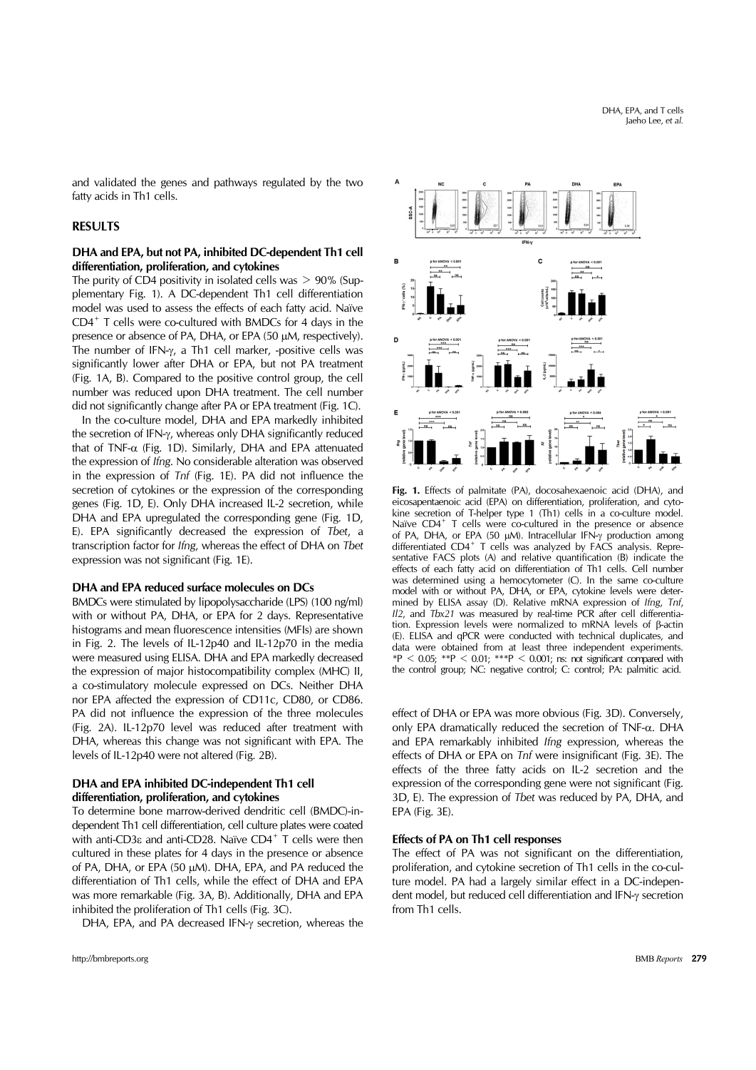and validated the genes and pathways regulated by the two fatty acids in Th1 cells.

## RESULTS

### DHA and EPA, but not PA, inhibited DC-dependent Th1 cell differentiation, proliferation, and cytokines

The purity of CD4 positivity in isolated cells was > 90% (Supplementary Fig. 1). A DC-dependent Th1 cell differentiation model was used to assess the effects of each fatty acid. Naïve $CD4^+$ T cells were co-cultured with BMDCs for 4 days in the presence or absence of PA, DHA, or EPA (50 μM, respectively). The number of IFN-γ, a Th1 cell marker, -positive cells was significantly lower after DHA or EPA, but not PA treatment (Fig. 1A, B). Compared to the positive control group, the cell number was reduced upon DHA treatment. The cell number did not significantly change after PA or EPA treatment (Fig. 1C).

In the co-culture model, DHA and EPA markedly inhibited the secretion of IFN-γ, whereas only DHA significantly reduced that of TNF-α (Fig. 1D). Similarly, DHA and EPA attenuated the expression of *Ifng*. No considerable alteration was observed in the expression of *Tnf* (Fig. 1E). PA did not influence the secretion of cytokines or the expression of the corresponding genes (Fig. 1D, E). Only DHA increased IL-2 secretion, while DHA and EPA upregulated the corresponding gene (Fig. 1D, E). EPA significantly decreased the expression of *Tbet*, a transcription factor for *Ifng*, whereas the effect of DHA on *Tbet* expression was not significant (Fig. 1E).

### DHA and EPA reduced surface molecules on DCs

BMDCs were stimulated by lipopolysaccharide (LPS) (100 ng/ml) with or without PA, DHA, or EPA for 2 days. Representative histograms and mean fluorescence intensities (MFIs) are shown in Fig. 2. The levels of IL-12p40 and IL-12p70 in the media were measured using ELISA. DHA and EPA markedly decreased the expression of major histocompatibility complex (MHC) II, a co-stimulatory molecule expressed on DCs. Neither DHA nor EPA affected the expression of CD11c, CD80, or CD86. PA did not influence the expression of the three molecules (Fig. 2A). IL-12p70 level was reduced after treatment with DHA, whereas this change was not significant with EPA. The levels of IL-12p40 were not altered (Fig. 2B).

### DHA and EPA inhibited DC-independent Th1 cell differentiation, proliferation, and cytokines

To determine bone marrow-derived dendritic cell (BMDC)-independent Th1 cell differentiation, cell culture plates were coated with anti-CD3ε and anti-CD28. Naïve $CD4^+$ T cells were then cultured in these plates for 4 days in the presence or absence of PA, DHA, or EPA (50 μM). DHA, EPA, and PA reduced the differentiation of Th1 cells, while the effect of DHA and EPA was more remarkable (Fig. 3A, B). Additionally, DHA and EPA inhibited the proliferation of Th1 cells (Fig. 3C).

DHA, EPA, and PA decreased IFN-γ secretion, whereas the effect of DHA or EPA was more obvious (Fig. 3D). Conversely, only EPA dramatically reduced the secretion of TNF-α. DHA and EPA remarkably inhibited *Ifng* expression, whereas the effects of DHA or EPA on *Tnf* were insignificant (Fig. 3E). The effects of the three fatty acids on IL-2 secretion and the expression of the corresponding gene were not significant (Fig. 3D, E). The expression of *Tbet* was reduced by PA, DHA, and EPA (Fig. 3E).

### Effects of PA on Th1 cell responses

The effect of PA was not significant on the differentiation, proliferation, and cytokine secretion of Th1 cells in the co-culture model. PA had a largely similar effect in a DC-independent model, but reduced cell differentiation and IFN-γ secretion from Th1 cells.

**Fig. 1.** Effects of palmitate (PA), docosahexaenoic acid (DHA), and eicosapentaenoic acid (EPA) on differentiation, proliferation, and cytokine secretion of T-helper type 1 (Th1) cells in a co-culture model. Naïve $CD4^+$ T cells were co-cultured in the presence or absence of PA, DHA, or EPA (50 μM). Intracellular IFN-γ production among differentiated $CD4^+$ T cells was analyzed by FACS analysis. Representative FACS plots (A) and relative quantification (B) indicate the effects of each fatty acid on differentiation of Th1 cells. Cell number was determined using a hemocytometer (C). In the same co-culture model with or without PA, DHA, or EPA, cytokine levels were determined by ELISA assay (D). Relative mRNA expression of *Ifng*, *Tnf*, *Il2*, and *Tbx21* was measured by real-time PCR after cell differentiation. Expression levels were normalized to mRNA levels of β-actin (E). ELISA and qPCR were conducted with technical duplicates, and data were obtained from at least three independent experiments. *$P < 0.05$; **$P < 0.01$; ***$P < 0.001$; ns: not significant compared with the control group; NC: negative control; C: control; PA: palmitic acid.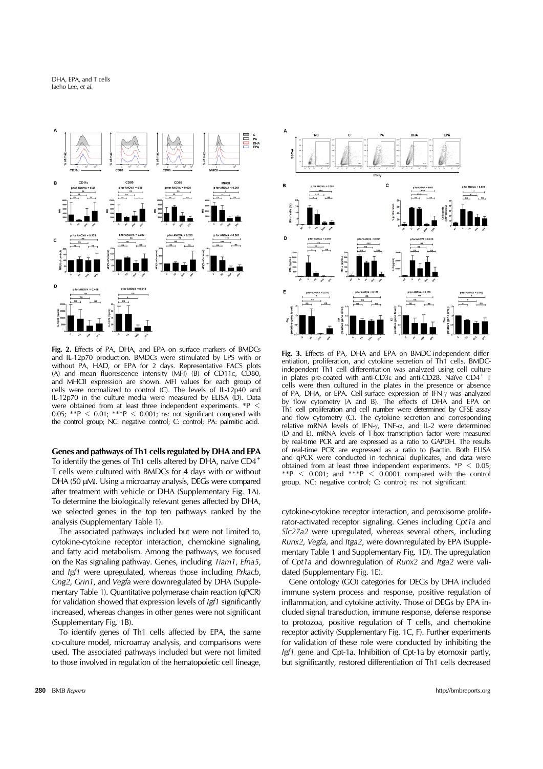**Fig. 2.** Effects of PA, DHA, and EPA on surface markers of BMDCs and IL-12p70 production. BMDCs were stimulated by LPS with or without PA, HAD, or EPA for 2 days. Representative FACS plots (A) and mean fluorescence intensity (MFI) (B) of CD11c, CD80, and MHCII expression are shown. MFI values for each group of cells were normalized to control (C). The levels of IL-12p40 and IL-12p70 in the culture media were measured by ELISA (D). Data were obtained from at least three independent experiments. *P < 0.05; **P < 0.01; ***P < 0.001; ns: not significant compared with the control group; NC: negative control; C: control; PA: palmitic acid.

**Fig. 3.** Effects of PA, DHA and EPA on BMDC-independent differentiation, proliferation, and cytokine secretion of Th1 cells. BMDC-independent Th1 cell differentiation was analyzed using cell culture in plates pre-coated with anti-CD3ε and anti-CD28. Naïve CD4$^+$ T cells were then cultured in the plates in the presence or absence of PA, DHA, or EPA. Cell-surface expression of IFN-γ was analyzed by flow cytometry (A and B). The effects of DHA and EPA on Th1 cell proliferation and cell number were determined by CFSE assay and flow cytometry (C). The cytokine secretion and corresponding relative mRNA levels of IFN-γ, TNF-α, and IL-2 were determined (D and E). mRNA levels of T-box transcription factor were measured by real-time PCR and are expressed as a ratio to GAPDH. The results of real-time PCR are expressed as a ratio to β-actin. Both ELISA and qPCR were conducted in technical duplicates, and data were obtained from at least three independent experiments. *P < 0.05; **P < 0.001; and ***P < 0.0001 compared with the control group. NC: negative control; C: control; ns: not significant.

### Genes and pathways of Th1 cells regulated by DHA and EPA

To identify the genes of Th1 cells altered by DHA, naïve CD4$^+$ T cells were cultured with BMDCs for 4 days with or without DHA (50 μM). Using a microarray analysis, DEGs were compared after treatment with vehicle or DHA (Supplementary Fig. 1A). To determine the biologically relevant genes affected by DHA, we selected genes in the top ten pathways ranked by the analysis (Supplementary Table 1).

The associated pathways included but were not limited to, cytokine-cytokine receptor interaction, chemokine signaling, and fatty acid metabolism. Among the pathways, we focused on the Ras signaling pathway. Genes, including *Tiam1*, *Efna5*, and *Igf1* were upregulated, whereas those including *Prkacb*, *Gng2*, *Grin1*, and *Vegfa* were downregulated by DHA (Supplementary Table 1). Quantitative polymerase chain reaction (qPCR) for validation showed that expression levels of *Igf1* significantly increased, whereas changes in other genes were not significant (Supplementary Fig. 1B).

To identify genes of Th1 cells affected by EPA, the same co-culture model, microarray analysis, and comparisons were used. The associated pathways included but were not limited to those involved in regulation of the hematopoietic cell lineage, cytokine-cytokine receptor interaction, and peroxisome proliferator-activated receptor signaling. Genes including *Cpt1a* and *Slc27a2* were upregulated, whereas several others, including *Runx2*, *Vegfa*, and *Itga2*, were downregulated by EPA (Supplementary Table 1 and Supplementary Fig. 1D). The upregulation of *Cpt1a* and downregulation of *Runx2* and *Itga2* were validated (Supplementary Fig. 1E).

Gene ontology (GO) categories for DEGs by DHA included immune system process and response, positive regulation of inflammation, and cytokine activity. Those of DEGs by EPA included signal transduction, immune response, defense response to protozoa, positive regulation of T cells, and chemokine receptor activity (Supplementary Fig. 1C, F). Further experiments for validation of these role were conducted by inhibiting the *Igf1* gene and Cpt-1a. Inhibition of Cpt-1a by etomoxir partly, but significantly, restored differentiation of Th1 cells decreased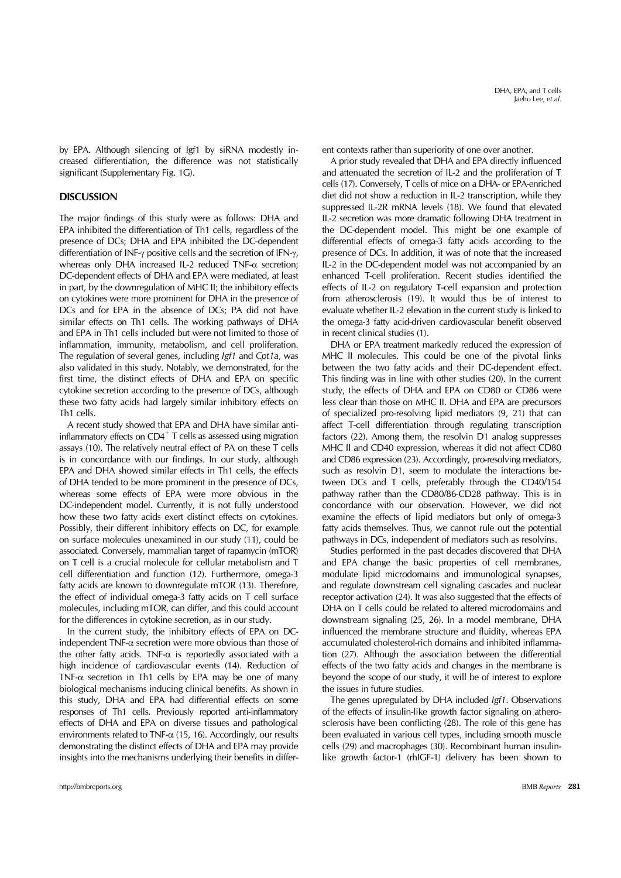by EPA. Although silencing of Igf1 by siRNA modestly increased differentiation, the difference was not statistically significant (Supplementary Fig. 1G).

## DISCUSSION

The major findings of this study were as follows: DHA and EPA inhibited the differentiation of Th1 cells, regardless of the presence of DCs; DHA and EPA inhibited the DC-dependent differentiation of INF-γ positive cells and the secretion of IFN-γ, whereas only DHA increased IL-2 reduced TNF-α secretion; DC-dependent effects of DHA and EPA were mediated, at least in part, by the downregulation of MHC II; the inhibitory effects on cytokines were more prominent for DHA in the presence of DCs and for EPA in the absence of DCs; PA did not have similar effects on Th1 cells. The working pathways of DHA and EPA in Th1 cells included but were not limited to those of inflammation, immunity, metabolism, and cell proliferation. The regulation of several genes, including *Igf1* and *Cpt1a*, was also validated in this study. Notably, we demonstrated, for the first time, the distinct effects of DHA and EPA on specific cytokine secretion according to the presence of DCs, although these two fatty acids had largely similar inhibitory effects on Th1 cells.

A recent study showed that EPA and DHA have similar anti-inflammatory effects on $CD4^+$ T cells as assessed using migration assays (10). The relatively neutral effect of PA on these T cells is in concordance with our findings. In our study, although EPA and DHA showed similar effects in Th1 cells, the effects of DHA tended to be more prominent in the presence of DCs, whereas some effects of EPA were more obvious in the DC-independent model. Currently, it is not fully understood how these two fatty acids exert distinct effects on cytokines. Possibly, their different inhibitory effects on DC, for example on surface molecules unexamined in our study (11), could be associated. Conversely, mammalian target of rapamycin (mTOR) on T cell is a crucial molecule for cellular metabolism and T cell differentiation and function (12). Furthermore, omega-3 fatty acids are known to downregulate mTOR (13). Therefore, the effect of individual omega-3 fatty acids on T cell surface molecules, including mTOR, can differ, and this could account for the differences in cytokine secretion, as in our study.

In the current study, the inhibitory effects of EPA on DC-independent TNF-α secretion were more obvious than those of the other fatty acids. TNF-α is reportedly associated with a high incidence of cardiovascular events (14). Reduction of TNF-α secretion in Th1 cells by EPA may be one of many biological mechanisms inducing clinical benefits. As shown in this study, DHA and EPA had differential effects on some responses of Th1 cells. Previously reported anti-inflammatory effects of DHA and EPA on diverse tissues and pathological environments related to TNF-α (15, 16). Accordingly, our results demonstrating the distinct effects of DHA and EPA may provide insights into the mechanisms underlying their benefits in different contexts rather than superiority of one over another.

A prior study revealed that DHA and EPA directly influenced and attenuated the secretion of IL-2 and the proliferation of T cells (17). Conversely, T cells of mice on a DHA- or EPA-enriched diet did not show a reduction in IL-2 transcription, while they suppressed IL-2R mRNA levels (18). We found that elevated IL-2 secretion was more dramatic following DHA treatment in the DC-dependent model. This might be one example of differential effects of omega-3 fatty acids according to the presence of DCs. In addition, it was of note that the increased IL-2 in the DC-dependent model was not accompanied by an enhanced T-cell proliferation. Recent studies identified the effects of IL-2 on regulatory T-cell expansion and protection from atherosclerosis (19). It would thus be of interest to evaluate whether IL-2 elevation in the current study is linked to the omega-3 fatty acid-driven cardiovascular benefit observed in recent clinical studies (1).

DHA or EPA treatment markedly reduced the expression of MHC II molecules. This could be one of the pivotal links between the two fatty acids and their DC-dependent effect. This finding was in line with other studies (20). In the current study, the effects of DHA and EPA on CD80 or CD86 were less clear than those on MHC II. DHA and EPA are precursors of specialized pro-resolving lipid mediators (9, 21) that can affect T-cell differentiation through regulating transcription factors (22). Among them, the resolvin D1 analog suppresses MHC II and CD40 expression, whereas it did not affect CD80 and CD86 expression (23). Accordingly, pro-resolving mediators, such as resolvin D1, seem to modulate the interactions between DCs and T cells, preferably through the CD40/154 pathway rather than the CD80/86-CD28 pathway. This is in concordance with our observation. However, we did not examine the effects of lipid mediators but only of omega-3 fatty acids themselves. Thus, we cannot rule out the potential pathways in DCs, independent of mediators such as resolvins.

Studies performed in the past decades discovered that DHA and EPA change the basic properties of cell membranes, modulate lipid microdomains and immunological synapses, and regulate downstream cell signaling cascades and nuclear receptor activation (24). It was also suggested that the effects of DHA on T cells could be related to altered microdomains and downstream signaling (25, 26). In a model membrane, DHA influenced the membrane structure and fluidity, whereas EPA accumulated cholesterol-rich domains and inhibited inflammation (27). Although the association between the differential effects of the two fatty acids and changes in the membrane is beyond the scope of our study, it will be of interest to explore the issues in future studies.

The genes upregulated by DHA included *Igf1*. Observations of the effects of insulin-like growth factor signaling on atherosclerosis have been conflicting (28). The role of this gene has been evaluated in various cell types, including smooth muscle cells (29) and macrophages (30). Recombinant human insulin-like growth factor-1 (rhIGF-1) delivery has been shown to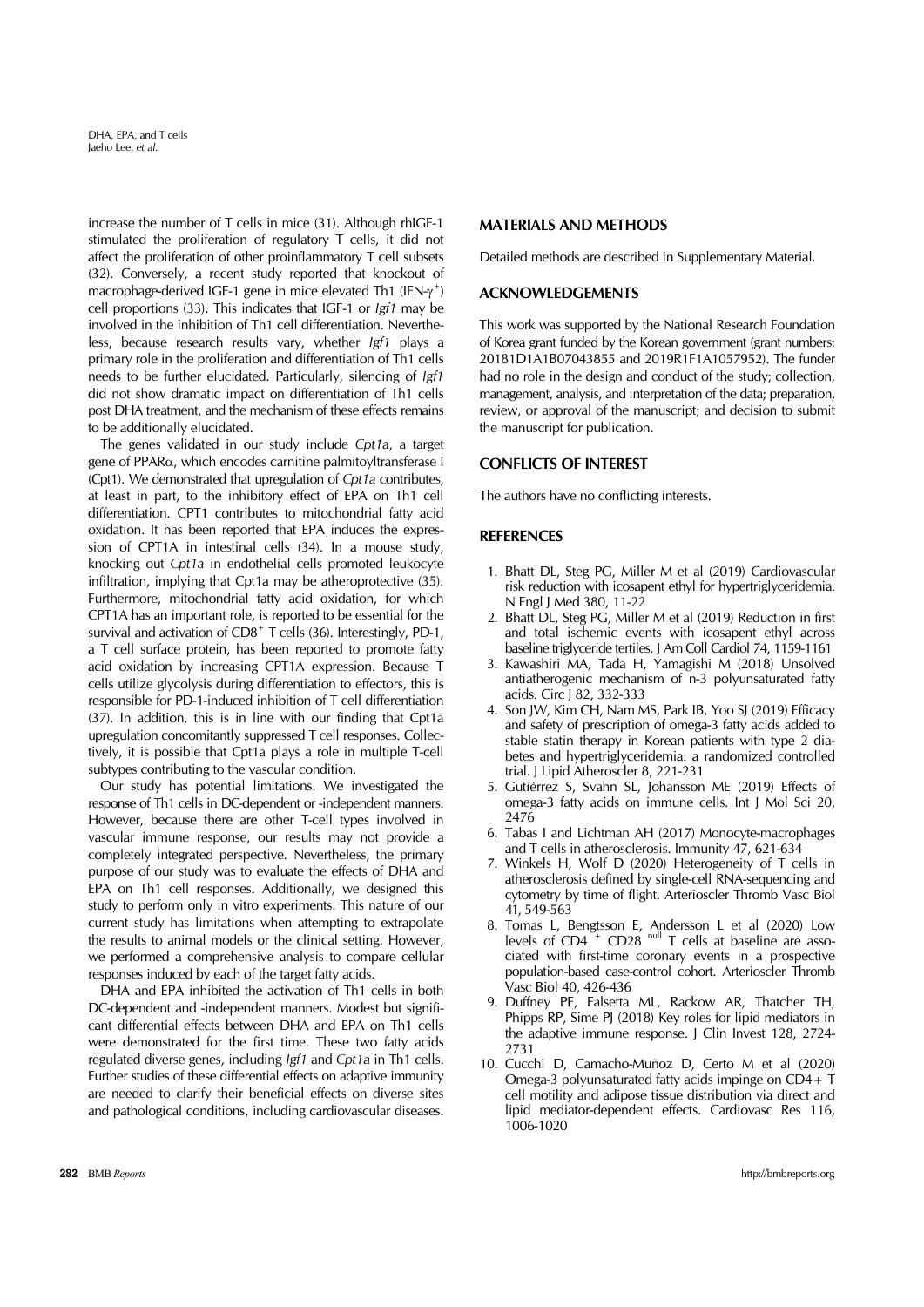increase the number of T cells in mice (31). Although rhIGF-1 stimulated the proliferation of regulatory T cells, it did not affect the proliferation of other proinflammatory T cell subsets (32). Conversely, a recent study reported that knockout of macrophage-derived IGF-1 gene in mice elevated Th1 (IFN-$\gamma^+$) cell proportions (33). This indicates that IGF-1 or *Igf1* may be involved in the inhibition of Th1 cell differentiation. Nevertheless, because research results vary, whether *Igf1* plays a primary role in the proliferation and differentiation of Th1 cells needs to be further elucidated. Particularly, silencing of *Igf1* did not show dramatic impact on differentiation of Th1 cells post DHA treatment, and the mechanism of these effects remains to be additionally elucidated.

The genes validated in our study include *Cpt1a*, a target gene of PPAR$\alpha$, which encodes carnitine palmitoyltransferase I (Cpt1). We demonstrated that upregulation of *Cpt1a* contributes, at least in part, to the inhibitory effect of EPA on Th1 cell differentiation. CPT1 contributes to mitochondrial fatty acid oxidation. It has been reported that EPA induces the expression of CPT1A in intestinal cells (34). In a mouse study, knocking out *Cpt1a* in endothelial cells promoted leukocyte infiltration, implying that Cpt1a may be atheroprotective (35). Furthermore, mitochondrial fatty acid oxidation, for which CPT1A has an important role, is reported to be essential for the survival and activation of $CD8^+$ T cells (36). Interestingly, PD-1, a T cell surface protein, has been reported to promote fatty acid oxidation by increasing CPT1A expression. Because T cells utilize glycolysis during differentiation to effectors, this is responsible for PD-1-induced inhibition of T cell differentiation (37). In addition, this is in line with our finding that Cpt1a upregulation concomitantly suppressed T cell responses. Collectively, it is possible that Cpt1a plays a role in multiple T-cell subtypes contributing to the vascular condition.

Our study has potential limitations. We investigated the response of Th1 cells in DC-dependent or -independent manners. However, because there are other T-cell types involved in vascular immune response, our results may not provide a completely integrated perspective. Nevertheless, the primary purpose of our study was to evaluate the effects of DHA and EPA on Th1 cell responses. Additionally, we designed this study to perform only in vitro experiments. This nature of our current study has limitations when attempting to extrapolate the results to animal models or the clinical setting. However, we performed a comprehensive analysis to compare cellular responses induced by each of the target fatty acids.

DHA and EPA inhibited the activation of Th1 cells in both DC-dependent and -independent manners. Modest but significant differential effects between DHA and EPA on Th1 cells were demonstrated for the first time. These two fatty acids regulated diverse genes, including *Igf1* and *Cpt1a* in Th1 cells. Further studies of these differential effects on adaptive immunity are needed to clarify their beneficial effects on diverse sites and pathological conditions, including cardiovascular diseases.

## MATERIALS AND METHODS

Detailed methods are described in Supplementary Material.

## ACKNOWLEDGEMENTS

This work was supported by the National Research Foundation of Korea grant funded by the Korean government (grant numbers: 20181D1A1B07043855 and 2019R1F1A1057952). The funder had no role in the design and conduct of the study; collection, management, analysis, and interpretation of the data; preparation, review, or approval of the manuscript; and decision to submit the manuscript for publication.

## CONFLICTS OF INTEREST

The authors have no conflicting interests.

## REFERENCES

1. Bhatt DL, Steg PG, Miller M et al (2019) Cardiovascular risk reduction with icosapent ethyl for hypertriglyceridemia. N Engl J Med 380, 11-22
2. Bhatt DL, Steg PG, Miller M et al (2019) Reduction in first and total ischemic events with icosapent ethyl across baseline triglyceride tertiles. J Am Coll Cardiol 74, 1159-1161
3. Kawashiri MA, Tada H, Yamagishi M (2018) Unsolved antiatherogenic mechanism of n-3 polyunsaturated fatty acids. Circ J 82, 332-333
4. Son JW, Kim CH, Nam MS, Park IB, Yoo SJ (2019) Efficacy and safety of prescription of omega-3 fatty acids added to stable statin therapy in Korean patients with type 2 diabetes and hypertriglyceridemia: a randomized controlled trial. J Lipid Atheroscler 8, 221-231
5. Gutiérrez S, Svahn SL, Johansson ME (2019) Effects of omega-3 fatty acids on immune cells. Int J Mol Sci 20, 2476
6. Tabas I and Lichtman AH (2017) Monocyte-macrophages and T cells in atherosclerosis. Immunity 47, 621-634
7. Winkels H, Wolf D (2020) Heterogeneity of T cells in atherosclerosis defined by single-cell RNA-sequencing and cytometry by time of flight. Arterioscler Thromb Vasc Biol 41, 549-563
8. Tomas L, Bengtsson E, Andersson L et al (2020) Low levels of $CD4^+$ $CD28^{null}$ T cells at baseline are associated with first-time coronary events in a prospective population-based case-control cohort. Arterioscler Thromb Vasc Biol 40, 426-436
9. Duffney PF, Falsetta ML, Rackow AR, Thatcher TH, Phipps RP, Sime PJ (2018) Key roles for lipid mediators in the adaptive immune response. J Clin Invest 128, 2724-2731
10. Cucchi D, Camacho-Muñoz D, Certo M et al (2020) Omega-3 polyunsaturated fatty acids impinge on CD4+ T cell motility and adipose tissue distribution via direct and lipid mediator-dependent effects. Cardiovasc Res 116, 1006-1020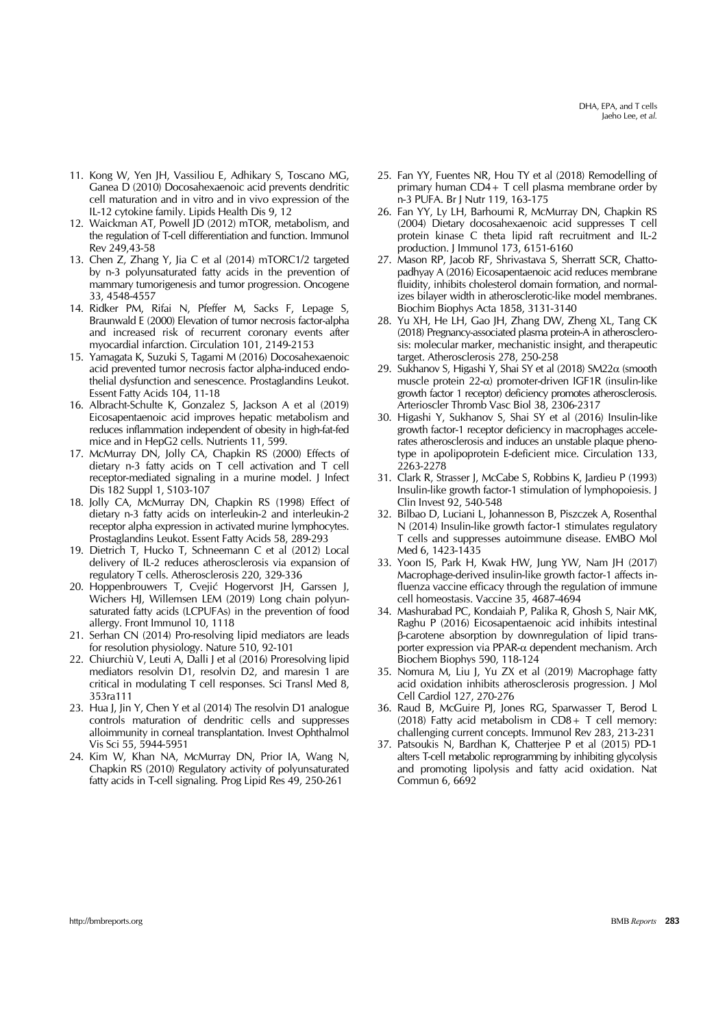11. Kong W, Yen JH, Vassiliou E, Adhikary S, Toscano MG, Ganea D (2010) Docosahexaenoic acid prevents dendritic cell maturation and in vitro and in vivo expression of the IL-12 cytokine family. Lipids Health Dis 9, 12
12. Waickman AT, Powell JD (2012) mTOR, metabolism, and the regulation of T-cell differentiation and function. Immunol Rev 249,43-58
13. Chen Z, Zhang Y, Jia C et al (2014) mTORC1/2 targeted by n-3 polyunsaturated fatty acids in the prevention of mammary tumorigenesis and tumor progression. Oncogene 33, 4548-4557
14. Ridker PM, Rifai N, Pfeffer M, Sacks F, Lepage S, Braunwald E (2000) Elevation of tumor necrosis factor-alpha and increased risk of recurrent coronary events after myocardial infarction. Circulation 101, 2149-2153
15. Yamagata K, Suzuki S, Tagami M (2016) Docosahexaenoic acid prevented tumor necrosis factor alpha-induced endothelial dysfunction and senescence. Prostaglandins Leukot. Essent Fatty Acids 104, 11-18
16. Albracht-Schulte K, Gonzalez S, Jackson A et al (2019) Eicosapentaenoic acid improves hepatic metabolism and reduces inflammation independent of obesity in high-fat-fed mice and in HepG2 cells. Nutrients 11, 599.
17. McMurray DN, Jolly CA, Chapkin RS (2000) Effects of dietary n-3 fatty acids on T cell activation and T cell receptor-mediated signaling in a murine model. J Infect Dis 182 Suppl 1, S103-107
18. Jolly CA, McMurray DN, Chapkin RS (1998) Effect of dietary n-3 fatty acids on interleukin-2 and interleukin-2 receptor alpha expression in activated murine lymphocytes. Prostaglandins Leukot. Essent Fatty Acids 58, 289-293
19. Dietrich T, Hucko T, Schneemann C et al (2012) Local delivery of IL-2 reduces atherosclerosis via expansion of regulatory T cells. Atherosclerosis 220, 329-336
20. Hoppenbrouwers T, Cvejić Hogervorst JH, Garssen J, Wichers HJ, Willemsen LEM (2019) Long chain polyunsaturated fatty acids (LCPUFAs) in the prevention of food allergy. Front Immunol 10, 1118
21. Serhan CN (2014) Pro-resolving lipid mediators are leads for resolution physiology. Nature 510, 92-101
22. Chiurchiù V, Leuti A, Dalli J et al (2016) Proresolving lipid mediators resolvin D1, resolvin D2, and maresin 1 are critical in modulating T cell responses. Sci Transl Med 8, 353ra111
23. Hua J, Jin Y, Chen Y et al (2014) The resolvin D1 analogue controls maturation of dendritic cells and suppresses alloimmunity in corneal transplantation. Invest Ophthalmol Vis Sci 55, 5944-5951
24. Kim W, Khan NA, McMurray DN, Prior IA, Wang N, Chapkin RS (2010) Regulatory activity of polyunsaturated fatty acids in T-cell signaling. Prog Lipid Res 49, 250-261
25. Fan YY, Fuentes NR, Hou TY et al (2018) Remodelling of primary human CD4+ T cell plasma membrane order by n-3 PUFA. Br J Nutr 119, 163-175
26. Fan YY, Ly LH, Barhoumi R, McMurray DN, Chapkin RS (2004) Dietary docosahexaenoic acid suppresses T cell protein kinase C theta lipid raft recruitment and IL-2 production. J Immunol 173, 6151-6160
27. Mason RP, Jacob RF, Shrivastava S, Sherratt SCR, Chattopadhyay A (2016) Eicosapentaenoic acid reduces membrane fluidity, inhibits cholesterol domain formation, and normalizes bilayer width in atherosclerotic-like model membranes. Biochim Biophys Acta 1858, 3131-3140
28. Yu XH, He LH, Gao JH, Zhang DW, Zheng XL, Tang CK (2018) Pregnancy-associated plasma protein-A in atherosclerosis: molecular marker, mechanistic insight, and therapeutic target. Atherosclerosis 278, 250-258
29. Sukhanov S, Higashi Y, Shai SY et al (2018) SM22α (smooth muscle protein 22-α) promoter-driven IGF1R (insulin-like growth factor 1 receptor) deficiency promotes atherosclerosis. Arterioscler Thromb Vasc Biol 38, 2306-2317
30. Higashi Y, Sukhanov S, Shai SY et al (2016) Insulin-like growth factor-1 receptor deficiency in macrophages accelerates atherosclerosis and induces an unstable plaque phenotype in apolipoprotein E-deficient mice. Circulation 133, 2263-2278
31. Clark R, Strasser J, McCabe S, Robbins K, Jardieu P (1993) Insulin-like growth factor-1 stimulation of lymphopoiesis. J Clin Invest 92, 540-548
32. Bilbao D, Luciani L, Johannesson B, Piszczek A, Rosenthal N (2014) Insulin-like growth factor-1 stimulates regulatory T cells and suppresses autoimmune disease. EMBO Mol Med 6, 1423-1435
33. Yoon IS, Park H, Kwak HW, Jung YW, Nam JH (2017) Macrophage-derived insulin-like growth factor-1 affects influenza vaccine efficacy through the regulation of immune cell homeostasis. Vaccine 35, 4687-4694
34. Mashurabad PC, Kondaiah P, Palika R, Ghosh S, Nair MK, Raghu P (2016) Eicosapentaenoic acid inhibits intestinal β-carotene absorption by downregulation of lipid transporter expression via PPAR-α dependent mechanism. Arch Biochem Biophys 590, 118-124
35. Nomura M, Liu J, Yu ZX et al (2019) Macrophage fatty acid oxidation inhibits atherosclerosis progression. J Mol Cell Cardiol 127, 270-276
36. Raud B, McGuire PJ, Jones RG, Sparwasser T, Berod L (2018) Fatty acid metabolism in CD8+ T cell memory: challenging current concepts. Immunol Rev 283, 213-231
37. Patsoukis N, Bardhan K, Chatterjee P et al (2015) PD-1 alters T-cell metabolic reprogramming by inhibiting glycolysis and promoting lipolysis and fatty acid oxidation. Nat Commun 6, 6692